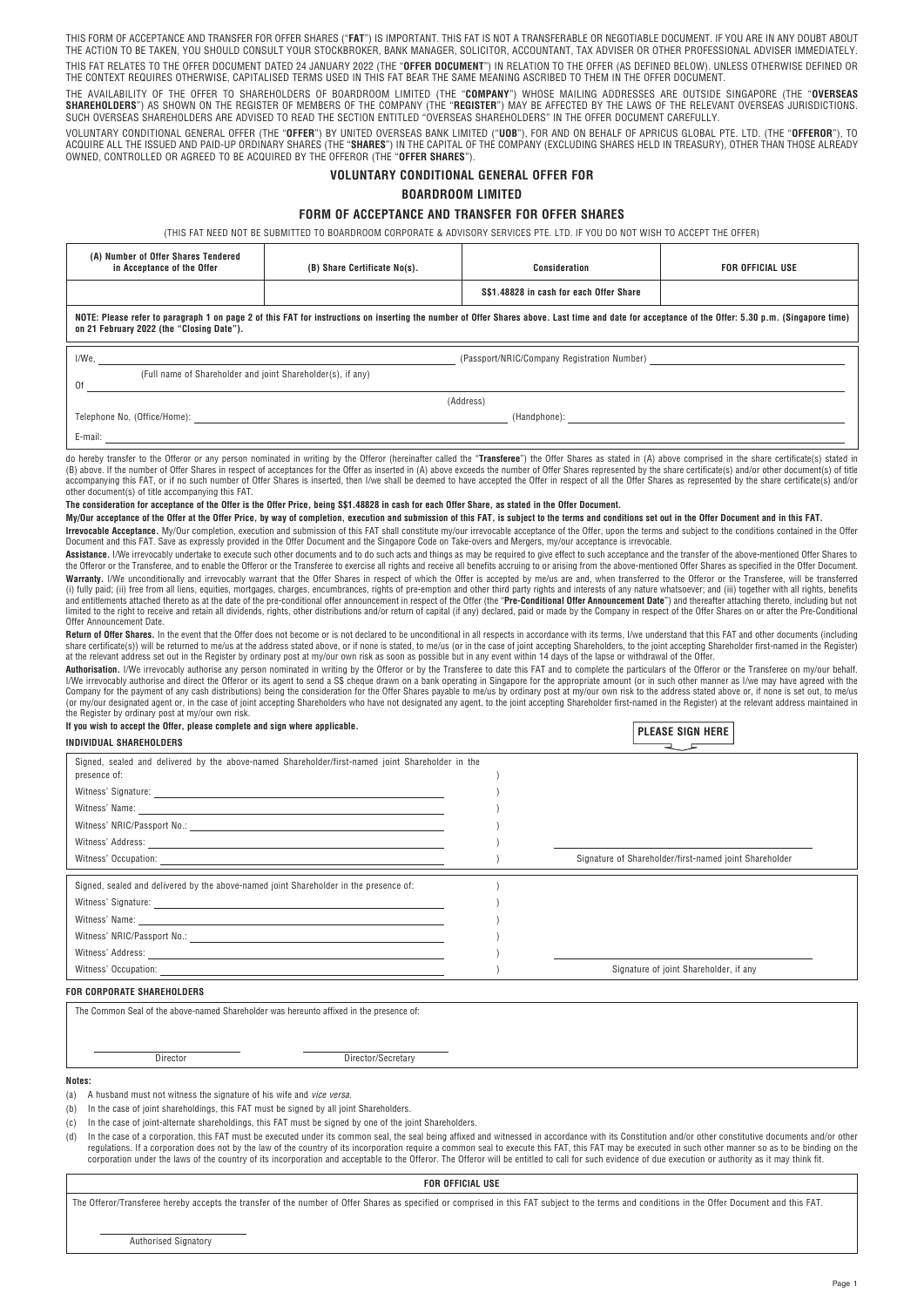THIS FORM OF ACCEPTANCE AND TRANSFER FOR OFFER SHARES ("**FAT**") IS IMPORTANT. THIS FAT IS NOT A TRANSFERABLE OR NEGOTIABLE DOCUMENT. IF YOU ARE IN ANY DOUBT ABOUT THE ACTION TO BE TAKEN, YOU SHOULD CONSULT YOUR STOCKBROKER, BANK MANAGER, SOLICITOR, ACCOUNTANT, TAX ADVISER OR OTHER PROFESSIONAL ADVISER IMMEDIATELY.

THIS FAT RELATES TO THE OFFER DOCUMENT DATED 24 JANUARY 2022 (THE "**OFFER DOCUMENT**") IN RELATION TO THE OFFER (AS DEFINED BELOW). UNLESS OTHERWISE DEFINED OR THE CONTEXT REQUIRES OTHERWISE, CAPITALISED TERMS USED IN THIS FAT BEAR THE SAME MEANING ASCRIBED TO THEM IN THE OFFER DOCUMENT.

THE AVAILABILITY OF THE OFFER TO SHAREHOLDERS OF BOARDROOM LIMITED (THE "**COMPANY**") WHOSE MAILING ADDRESSES ARE OUTSIDE SINGAPORE (THE "**OVERSEAS SHAREHOLDERS**") AS SHOWN ON THE REGISTER OF MEMBERS OF THE COMPANY (THE "**REGISTER**") MAY BE AFFECTED BY THE LAWS OF THE RELEVANT OVERSEAS JURISDICTIONS. SUCH OVERSEAS SHAREHOLDERS ARE ADVISED TO READ THE SECTION ENTITLED "OVERSEAS SHAREHOLDERS" IN THE OFFER DOCUMENT CAREFULLY.

VOLUNTARY CONDITIONAL GENERAL OFFER (THE "**OFFER**") BY UNITED OVERSEAS BANK LIMITED ("**UOB**"), FOR AND ON BEHALF OF APRICUS GLOBAL PTE. LTD. (THE "**OFFEROR**"), TO ACQUIRE ALL THE ISSUED AND PAID-UP ORDINARY SHARES (THE "**SHARES**") IN THE CAPITAL OF THE COMPANY (EXCLUDING SHARES HELD IN TREASURY), OTHER THAN THOSE ALREADY OWNED, CONTROLLED OR AGREED TO BE ACQUIRED BY THE OFFEROR (THE "**OFFER SHARES**").

# VOLUNTARY CONDITIONAL GENERAL OFFER FOR

# BOARDROOM LIMITED

## FORM OF ACCEPTANCE AND TRANSFER FOR OFFER SHARES

(THIS FAT NEED NOT BE SUBMITTED TO BOARDROOM CORPORATE & ADVISORY SERVICES PTE. LTD. IF YOU DO NOT WISH TO ACCEPT THE OFFER)

| (A) Number of Offer Shares Tendered in Acceptance of the Offer | (B) Share Certificate No(s). | Consideration | FOR OFFICIAL USE |
|---|---|---|---|
| | | S$1.48828 in cash for each Offer Share | |

**NOTE: Please refer to paragraph 1 on page 2 of this FAT for instructions on inserting the number of Offer Shares above. Last time and date for acceptance of the Offer: 5.30 p.m. (Singapore time) on 21 February 2022 (the "Closing Date").**

I/We, ______________________ (Passport/NRIC/Company Registration Number) ______________________

(Full name of Shareholder and joint Shareholder(s), if any)

Of ______________________

(Address)

Telephone No. (Office/Home): ______________________ (Handphone): ______________________

E-mail: ______________________

do hereby transfer to the Offeror or any person nominated in writing by the Offeror (hereinafter called the "**Transferee**") the Offer Shares as stated in (A) above comprised in the share certificate(s) stated in (B) above. If the number of Offer Shares in respect of acceptances for the Offer as inserted in (A) above exceeds the number of Offer Shares represented by the share certificate(s) and/or other document(s) of title accompanying this FAT, or if no such number of Offer Shares is inserted, then I/we shall be deemed to have accepted the Offer in respect of all the Offer Shares as represented by the share certificate(s) and/or other document(s) of title accompanying this FAT.

**The consideration for acceptance of the Offer is the Offer Price, being S$1.48828 in cash for each Offer Share, as stated in the Offer Document.**

**My/Our acceptance of the Offer at the Offer Price, by way of completion, execution and submission of this FAT, is subject to the terms and conditions set out in the Offer Document and in this FAT.**

**Irrevocable Acceptance.** My/Our completion, execution and submission of this FAT shall constitute my/our irrevocable acceptance of the Offer, upon the terms and subject to the conditions contained in the Offer Document and this FAT. Save as expressly provided in the Offer Document and the Singapore Code on Take-overs and Mergers, my/our acceptance is irrevocable.

**Assistance.** I/We irrevocably undertake to execute such other documents and to do such acts and things as may be required to give effect to such acceptance and the transfer of the above-mentioned Offer Shares to the Offeror or the Transferee, and to enable the Offeror or the Transferee to exercise all rights and receive all benefits accruing to or arising from the above-mentioned Offer Shares as specified in the Offer Document.

**Warranty.** I/We unconditionally and irrevocably warrant that the Offer Shares in respect of which the Offer is accepted by me/us are and, when transferred to the Offeror or the Transferee, will be transferred (i) fully paid; (ii) free from all liens, equities, mortgages, charges, encumbrances, rights of pre-emption and other third party rights and interests of any nature whatsoever; and (iii) together with all rights, benefits and entitlements attached thereto as at the date of the pre-conditional offer announcement in respect of the Offer (the "**Pre-Conditional Offer Announcement Date**") and thereafter attaching thereto, including but not limited to the right to receive and retain all dividends, rights, other distributions and/or return of capital (if any) declared, paid or made by the Company in respect of the Offer Shares on or after the Pre-Conditional Offer Announcement Date.

**Return of Offer Shares.** In the event that the Offer does not become or is not declared to be unconditional in all respects in accordance with its terms, I/we understand that this FAT and other documents (including share certificate(s)) will be returned to me/us at the address stated above, or if none is stated, to me/us (or in the case of joint accepting Shareholders, to the joint accepting Shareholder first-named in the Register) at the relevant address set out in the Register by ordinary post at my/our own risk as soon as possible but in any event within 14 days of the lapse or withdrawal of the Offer.

**Authorisation.** I/We irrevocably authorise any person nominated in writing by the Offeror or by the Transferee to date this FAT and to complete the particulars of the Offeror or the Transferee on my/our behalf. I/We irrevocably authorise and direct the Offeror or its agent to send a S$ cheque drawn on a bank operating in Singapore for the appropriate amount (or in such other manner as I/we may have agreed with the Company for the payment of any cash distributions) being the consideration for the Offer Shares payable to me/us by ordinary post at my/our own risk to the address stated above or, if none is set out, to me/us (or my/our designated agent or, in the case of joint accepting Shareholders who have not designated any agent, to the joint accepting Shareholder first-named in the Register) at the relevant address maintained in the Register by ordinary post at my/our own risk.

**If you wish to accept the Offer, please complete and sign where applicable.**

**PLEASE SIGN HERE**

**INDIVIDUAL SHAREHOLDERS**

| | | |
|---|---|---|
| Signed, sealed and delivered by the above-named Shareholder/first-named joint Shareholder in the presence of: | ) | |
| Witness' Signature: | ) | |
| Witness' Name: | ) | |
| Witness' NRIC/Passport No.: | ) | |
| Witness' Address: | ) | |
| Witness' Occupation: | ) | Signature of Shareholder/first-named joint Shareholder |
| Signed, sealed and delivered by the above-named joint Shareholder in the presence of: | ) | |
| Witness' Signature: | ) | |
| Witness' Name: | ) | |
| Witness' NRIC/Passport No.: | ) | |
| Witness' Address: | ) | |
| Witness' Occupation: | ) | Signature of joint Shareholder, if any |

**FOR CORPORATE SHAREHOLDERS**

The Common Seal of the above-named Shareholder was hereunto affixed in the presence of:

Director &nbsp;&nbsp;&nbsp;&nbsp;&nbsp;&nbsp; Director/Secretary

**Notes:**

(a) A husband must not witness the signature of his wife and *vice versa*.

(b) In the case of joint shareholdings, this FAT must be signed by all joint Shareholders.

(c) In the case of joint-alternate shareholdings, this FAT must be signed by one of the joint Shareholders.

(d) In the case of a corporation, this FAT must be executed under its common seal, the seal being affixed and witnessed in accordance with its Constitution and/or other constitutive documents and/or other regulations. If a corporation does not by the law of the country of its incorporation require a common seal to execute this FAT, this FAT may be executed in such other manner so as to be binding on the corporation under the laws of the country of its incorporation and acceptable to the Offeror. The Offeror will be entitled to call for such evidence of due execution or authority as it may think fit.

**FOR OFFICIAL USE**

The Offeror/Transferee hereby accepts the transfer of the number of Offer Shares as specified or comprised in this FAT subject to the terms and conditions in the Offer Document and this FAT.

Authorised Signatory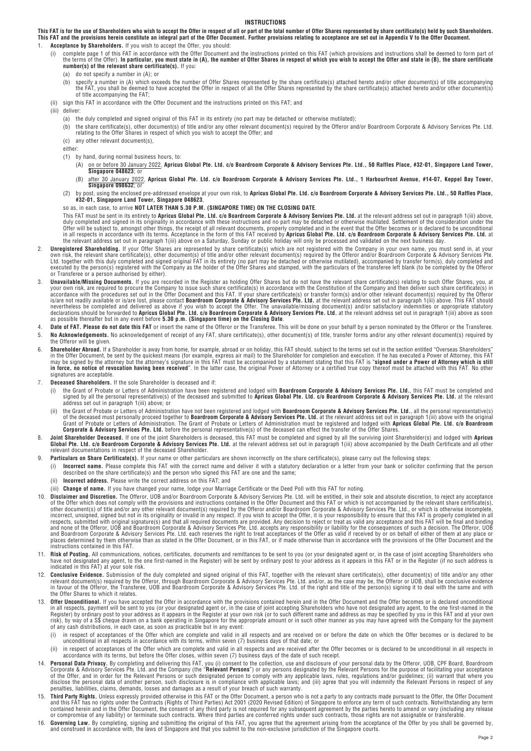# INSTRUCTIONS

**This FAT is for the use of Shareholders who wish to accept the Offer in respect of all or part of the total number of Offer Shares represented by share certificate(s) held by such Shareholders. This FAT and the provisions herein constitute an integral part of the Offer Document. Further provisions relating to acceptance are set out in Appendix V to the Offer Document.**

1. **Acceptance by Shareholders.** If you wish to accept the Offer, you should:
   - (i) complete page 1 of this FAT in accordance with the Offer Document and the instructions printed on this FAT (which provisions and instructions shall be deemed to form part of the terms of the Offer). **In particular, you must state in (A), the number of Offer Shares in respect of which you wish to accept the Offer and state in (B), the share certificate number(s) of the relevant share certificate(s).** If you:
     - (a) do not specify a number in (A); or
     - (b) specify a number in (A) which exceeds the number of Offer Shares represented by the share certificate(s) attached hereto and/or other document(s) of title accompanying the FAT, you shall be deemed to have accepted the Offer in respect of all the Offer Shares represented by the share certificate(s) attached hereto and/or other document(s) of title accompanying the FAT;
   - (ii) sign this FAT in accordance with the Offer Document and the instructions printed on this FAT; and
   - (iii) deliver:
     - (a) the duly completed and signed original of this FAT in its entirety (no part may be detached or otherwise mutilated);
     - (b) the share certificate(s), other document(s) of title and/or any other relevant document(s) required by the Offeror and/or Boardroom Corporate & Advisory Services Pte. Ltd. relating to the Offer Shares in respect of which you wish to accept the Offer; and
     - (c) any other relevant document(s),

     either:
     - (1) by hand, during normal business hours, to:
       - (A) on or before 30 January 2022, **Apricus Global Pte. Ltd. c/o Boardroom Corporate & Advisory Services Pte. Ltd., 50 Raffles Place, #32-01, Singapore Land Tower, Singapore 048623**; or
       - (B) after 30 January 2022, **Apricus Global Pte. Ltd. c/o Boardroom Corporate & Advisory Services Pte. Ltd., 1 Harbourfront Avenue, #14-07, Keppel Bay Tower, Singapore 098632**; or
     - (2) by post, using the enclosed pre-addressed envelope at your own risk, to **Apricus Global Pte. Ltd. c/o Boardroom Corporate & Advisory Services Pte. Ltd., 50 Raffles Place, #32-01, Singapore Land Tower, Singapore 048623**,

     so as, in each case, to arrive **NOT LATER THAN 5.30 P.M. (SINGAPORE TIME) ON THE CLOSING DATE**.

   This FAT must be sent in its entirety to **Apricus Global Pte. Ltd. c/o Boardroom Corporate & Advisory Services Pte. Ltd.** at the relevant address set out in paragraph 1(iii) above, duly completed and signed in its originality in accordance with these instructions and no part may be detached or otherwise mutilated. Settlement of the consideration under the Offer will be subject to, amongst other things, the receipt of all relevant documents, properly completed and in the event that the Offer becomes or is declared to be unconditional in all respects in accordance with its terms. Acceptance in the form of this FAT received by **Apricus Global Pte. Ltd. c/o Boardroom Corporate & Advisory Services Pte. Ltd.** at the relevant address set out in paragraph 1(iii) above on a Saturday, Sunday or public holiday will only be processed and validated on the next business day.

2. **Unregistered Shareholding.** If your Offer Shares are represented by share certificate(s) which are not registered with the Company in your own name, you must send in, at your own risk, the relevant share certificate(s), other document(s) of title and/or other relevant document(s) required by the Offeror and/or Boardroom Corporate & Advisory Services Pte. Ltd. together with this duly completed and signed original FAT in its entirety (no part may be detached or otherwise mutilated), accompanied by transfer form(s), duly completed and executed by the person(s) registered with the Company as the holder of the Offer Shares and stamped, with the particulars of the transferee left blank (to be completed by the Offeror or Transferee or a person authorised by either).

3. **Unavailable/Missing Documents.** If you are recorded in the Register as holding Offer Shares but do not have the relevant share certificate(s) relating to such Offer Shares, you, at your own risk, are required to procure the Company to issue such share certificate(s) in accordance with the Constitution of the Company and then deliver such share certificate(s) in accordance with the procedures set out in the Offer Document and this FAT. If your share certificate(s) or transfer form(s) and/or other relevant document(s) required by the Offeror is/are not readily available or is/are lost, please contact **Boardroom Corporate & Advisory Services Pte. Ltd.** at the relevant address set out in paragraph 1(iii) above. This FAT should nevertheless be completed and delivered as above if you wish to accept the Offer. The unavailable/missing document(s) and/or satisfactory indemnities or appropriate statutory declarations should be forwarded to **Apricus Global Pte. Ltd. c/o Boardroom Corporate & Advisory Services Pte. Ltd.** at the relevant address set out in paragraph 1(iii) above as soon as possible thereafter but in any event before **5.30 p.m. (Singapore time) on the Closing Date**.

4. **Date of FAT. Please do not date this FAT** or insert the name of the Offeror or the Transferee. This will be done on your behalf by a person nominated by the Offeror or the Transferee.

5. **No Acknowledgements.** No acknowledgement of receipt of any FAT, share certificate(s), other document(s) of title, transfer forms and/or any other relevant document(s) required by the Offeror will be given.

6. **Shareholder Abroad.** If a Shareholder is away from home, for example, abroad or on holiday, this FAT should, subject to the terms set out in the section entitled "Overseas Shareholders" in the Offer Document, be sent by the quickest means (for example, express air mail) to the Shareholder for completion and execution. If he has executed a Power of Attorney, this FAT may be signed by the attorney but the attorney's signature in this FAT must be accompanied by a statement stating that this FAT is "**signed under a Power of Attorney which is still in force, no notice of revocation having been received**". In the latter case, the original Power of Attorney or a certified true copy thereof must be attached with this FAT. No other signatures are acceptable.

7. **Deceased Shareholders.** If the sole Shareholder is deceased and if:
   - (i) the Grant of Probate or Letters of Administration have been registered and lodged with **Boardroom Corporate & Advisory Services Pte. Ltd.**, this FAT must be completed and signed by all the personal representative(s) of the deceased and submitted to **Apricus Global Pte. Ltd. c/o Boardroom Corporate & Advisory Services Pte. Ltd.** at the relevant address set out in paragraph 1(iii) above; or
   - (ii) the Grant of Probate or Letters of Administration have not been registered and lodged with **Boardroom Corporate & Advisory Services Pte. Ltd.**, all the personal representative(s) of the deceased must personally proceed together to **Boardroom Corporate & Advisory Services Pte. Ltd.** at the relevant address set out in paragraph 1(iii) above with the original Grant of Probate or Letters of Administration. The Grant of Probate or Letters of Administration must be registered and lodged with **Apricus Global Pte. Ltd. c/o Boardroom Corporate & Advisory Services Pte. Ltd.** before the personal representative(s) of the deceased can effect the transfer of the Offer Shares.

8. **Joint Shareholder Deceased.** If one of the joint Shareholders is deceased, this FAT must be completed and signed by all the surviving joint Shareholder(s) and lodged with **Apricus Global Pte. Ltd. c/o Boardroom Corporate & Advisory Services Pte. Ltd.** at the relevant address set out in paragraph 1(iii) above accompanied by the Death Certificate and all other relevant documentations in respect of the deceased Shareholder.

9. **Particulars on Share Certificate(s).** If your name or other particulars are shown incorrectly on the share certificate(s), please carry out the following steps:
   - (i) **Incorrect name.** Please complete this FAT with the correct name and deliver it with a statutory declaration or a letter from your bank or solicitor confirming that the person described on the share certificate(s) and the person who signed this FAT are one and the same;
   - (ii) **Incorrect address.** Please write the correct address on this FAT; and
   - (iii) **Change of name.** If you have changed your name, lodge your Marriage Certificate or the Deed Poll with this FAT for noting.

10. **Disclaimer and Discretion.** The Offeror, UOB and/or Boardroom Corporate & Advisory Services Pte. Ltd. will be entitled, in their sole and absolute discretion, to reject any acceptance of the Offer which does not comply with the provisions and instructions contained in the Offer Document and this FAT or which is not accompanied by the relevant share certificate(s), other document(s) of title and/or any other relevant document(s) required by the Offeror and/or Boardroom Corporate & Advisory Services Pte. Ltd., or which is otherwise incomplete, incorrect, unsigned, signed but not in its originality or invalid in any respect. If you wish to accept the Offer, it is your responsibility to ensure that this FAT is properly completed in all respects, submitted with original signature(s) and that all required documents are provided. Any decision to reject or treat as valid any acceptance and this FAT will be final and binding and none of the Offeror, UOB and Boardroom Corporate & Advisory Services Pte. Ltd. accepts any responsibility or liability for the consequences of such a decision. The Offeror, UOB and Boardroom Corporate & Advisory Services Pte. Ltd. each reserves the right to treat acceptances of the Offer as valid if received by or on behalf of either of them at any place or places determined by them otherwise than as stated in the Offer Document, or in this FAT, or if made otherwise than in accordance with the provisions of the Offer Document and the instructions contained in this FAT.

11. **Risk of Posting.** All communications, notices, certificates, documents and remittances to be sent to you (or your designated agent or, in the case of joint accepting Shareholders who have not designated any agent, to the one first-named in the Register) will be sent by ordinary post to your address as it appears in this FAT or in the Register (if no such address is indicated in this FAT) at your sole risk.

12. **Conclusive Evidence.** Submission of the duly completed and signed original of this FAT, together with the relevant share certificate(s), other document(s) of title and/or any other relevant document(s) required by the Offeror, through Boardroom Corporate & Advisory Services Pte. Ltd. and/or, as the case may be, the Offeror or UOB, shall be conclusive evidence in favour of the Offeror, the Transferee, UOB and Boardroom Corporate & Advisory Services Pte. Ltd. of the right and title of the person(s) signing it to deal with the same and with the Offer Shares to which it relates.

13. **Offer Unconditional.** If you have accepted the Offer in accordance with the provisions contained herein and in the Offer Document and the Offer becomes or is declared unconditional in all respects, payment will be sent to you (or your designated agent or, in the case of joint accepting Shareholders who have not designated any agent, to the one first-named in the Register) by ordinary post to your address as it appears in the Register at your own risk (or to such different name and address as may be specified by you in this FAT and at your own risk), by way of a S$ cheque drawn on a bank operating in Singapore for the appropriate amount or in such other manner as you may have agreed with the Company for the payment of any cash distributions, in each case, as soon as practicable but in any event:
    - (i) in respect of acceptances of the Offer which are complete and valid in all respects and are received on or before the date on which the Offer becomes or is declared to be unconditional in all respects in accordance with its terms, within seven (7) business days of that date; or
    - (ii) in respect of acceptances of the Offer which are complete and valid in all respects and are received after the Offer becomes or is declared to be unconditional in all respects in accordance with its terms, but before the Offer closes, within seven (7) business days of the date of such receipt.

14. **Personal Data Privacy.** By completing and delivering this FAT, you (i) consent to the collection, use and disclosure of your personal data by the Offeror, UOB, CPF Board, Boardroom Corporate & Advisory Services Pte. Ltd. and the Company (the "**Relevant Persons**") or any persons designated by the Relevant Persons for the purpose of facilitating your acceptance of the Offer, and in order for the Relevant Persons or such designated person to comply with any applicable laws, rules, regulations and/or guidelines; (ii) warrant that where you disclose the personal data of another person, such disclosure is in compliance with applicable laws; and (iii) agree that you will indemnify the Relevant Persons in respect of any penalties, liabilities, claims, demands, losses and damages as a result of your breach of such warranty.

15. **Third Party Rights.** Unless expressly provided otherwise in this FAT or the Offer Document, a person who is not a party to any contracts made pursuant to the Offer, the Offer Document and this FAT has no rights under the Contracts (Rights of Third Parties) Act 2001 (2020 Revised Edition) of Singapore to enforce any term of such contracts. Notwithstanding any term contained herein and in the Offer Document, the consent of any third party is not required for any subsequent agreement by the parties hereto to amend or vary (including any release or compromise of any liability) or terminate such contracts. Where third parties are conferred rights under such contracts, those rights are not assignable or transferable.

16. **Governing Law.** By completing, signing and submitting the original of this FAT, you agree that the agreement arising from the acceptance of the Offer by you shall be governed by, and construed in accordance with, the laws of Singapore and that you submit to the non-exclusive jurisdiction of the Singapore courts.